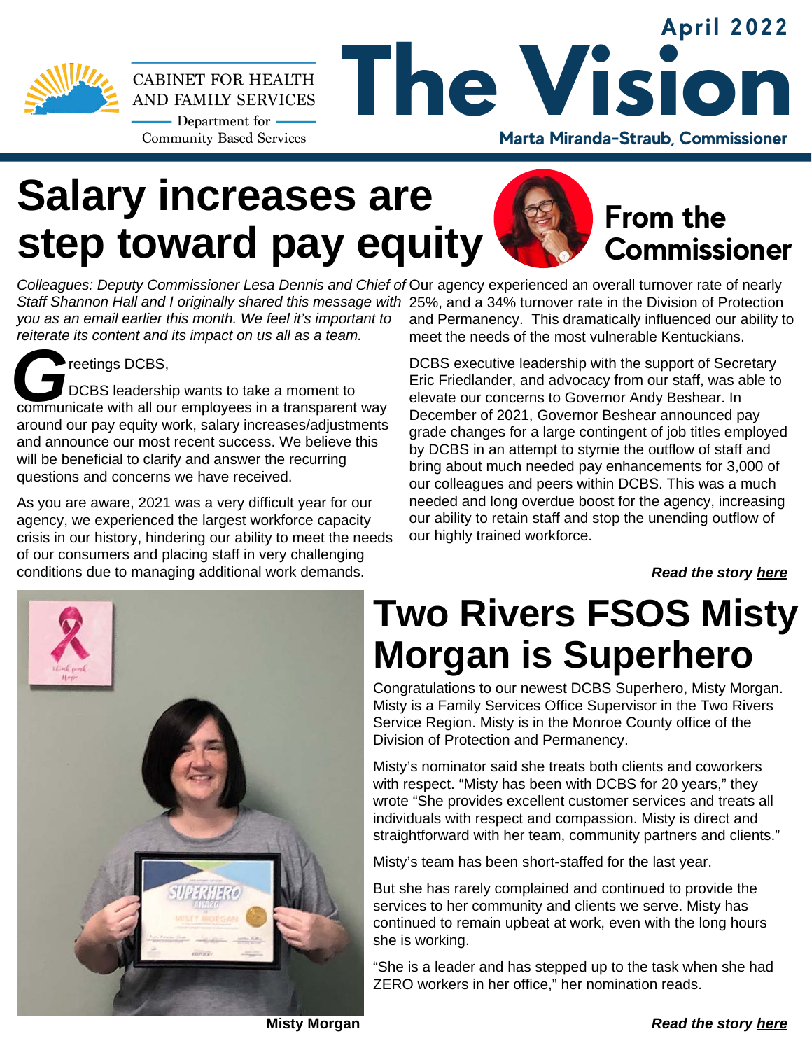CABINET FOR HEALTH AND FAMILY SERVICES

Department for Community Based Services

April 2022

# The Vision

**Marta Miranda-Straub, Commissioner**

## Salary increases are step toward pay equity

### From the Commissioner

*Colleagues: Deputy Commissioner Lesa Dennis and Chief of Staff Shannon Hall and I originally shared this message with you as an email earlier this month. We feel it's important to reiterate its content and its impact on us all as a team.*

Greetings DCBS,

DCBS leadership wants to take a moment to communicate with all our employees in a transparent way around our pay equity work, salary increases/adjustments and announce our most recent success. We believe this will be beneficial to clarify and answer the recurring questions and concerns we have received.

As you are aware, 2021 was a very difficult year for our agency, we experienced the largest workforce capacity crisis in our history, hindering our ability to meet the needs of our consumers and placing staff in very challenging conditions due to managing additional work demands.

Our agency experienced an overall turnover rate of nearly 25%, and a 34% turnover rate in the Division of Protection and Permanency. This dramatically influenced our ability to meet the needs of the most vulnerable Kentuckians.

DCBS executive leadership with the support of Secretary Eric Friedlander, and advocacy from our staff, was able to elevate our concerns to Governor Andy Beshear. In December of 2021, Governor Beshear announced pay grade changes for a large contingent of job titles employed by DCBS in an attempt to stymie the outflow of staff and bring about much needed pay enhancements for 3,000 of our colleagues and peers within DCBS. This was a much needed and long overdue boost for the agency, increasing our ability to retain staff and stop the unending outflow of our highly trained workforce.

***Read the story here***

## Two Rivers FSOS Misty Morgan is Superhero

**Misty Morgan**

Congratulations to our newest DCBS Superhero, Misty Morgan. Misty is a Family Services Office Supervisor in the Two Rivers Service Region. Misty is in the Monroe County office of the Division of Protection and Permanency.

Misty's nominator said she treats both clients and coworkers with respect. "Misty has been with DCBS for 20 years," they wrote "She provides excellent customer services and treats all individuals with respect and compassion. Misty is direct and straightforward with her team, community partners and clients."

Misty's team has been short-staffed for the last year.

But she has rarely complained and continued to provide the services to her community and clients we serve. Misty has continued to remain upbeat at work, even with the long hours she is working.

"She is a leader and has stepped up to the task when she had ZERO workers in her office," her nomination reads.

***Read the story here***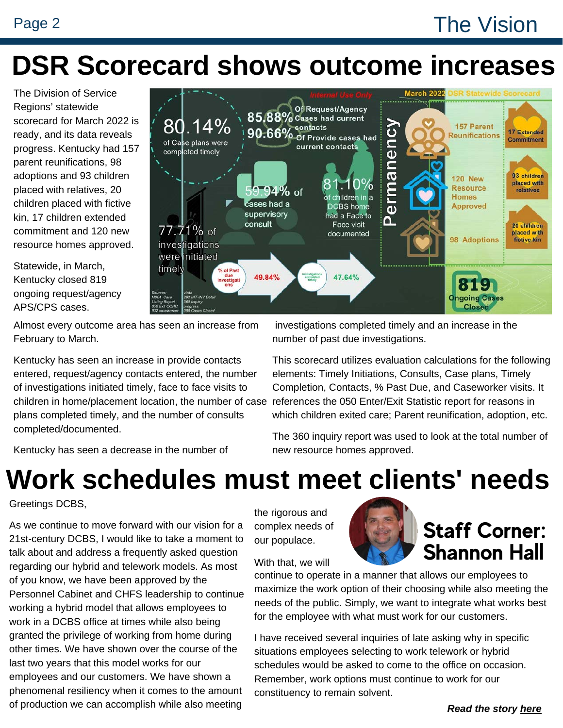# DSR Scorecard shows outcome increases

The Division of Service Regions' statewide scorecard for March 2022 is ready, and its data reveals progress. Kentucky had 157 parent reunifications, 98 adoptions and 93 children placed with relatives, 20 children placed with fictive kin, 17 children extended commitment and 120 new resource homes approved.

Statewide, in March, Kentucky closed 819 ongoing request/agency APS/CPS cases.

Almost every outcome area has seen an increase from February to March.

Kentucky has seen an increase in provide contacts entered, request/agency contacts entered, the number of investigations initiated timely, face to face visits to children in home/placement location, the number of case plans completed timely, and the number of consults completed/documented.

Kentucky has seen a decrease in the number of investigations completed timely and an increase in the number of past due investigations.

This scorecard utilizes evaluation calculations for the following elements: Timely Initiations, Consults, Case plans, Timely Completion, Contacts, % Past Due, and Caseworker visits. It references the 050 Enter/Exit Statistic report for reasons in which children exited care; Parent reunification, adoption, etc.

The 360 inquiry report was used to look at the total number of new resource homes approved.

# Work schedules must meet clients' needs

## Staff Corner: Shannon Hall

Greetings DCBS,

As we continue to move forward with our vision for a 21st-century DCBS, I would like to take a moment to talk about and address a frequently asked question regarding our hybrid and telework models. As most of you know, we have been approved by the Personnel Cabinet and CHFS leadership to continue working a hybrid model that allows employees to work in a DCBS office at times while also being granted the privilege of working from home during other times. We have shown over the course of the last two years that this model works for our employees and our customers. We have shown a phenomenal resiliency when it comes to the amount of production we can accomplish while also meeting the rigorous and complex needs of our populace.

With that, we will continue to operate in a manner that allows our employees to maximize the work option of their choosing while also meeting the needs of the public. Simply, we want to integrate what works best for the employee with what must work for our customers.

I have received several inquiries of late asking why in specific situations employees selecting to work telework or hybrid schedules would be asked to come to the office on occasion. Remember, work options must continue to work for our constituency to remain solvent.

***Read the story here***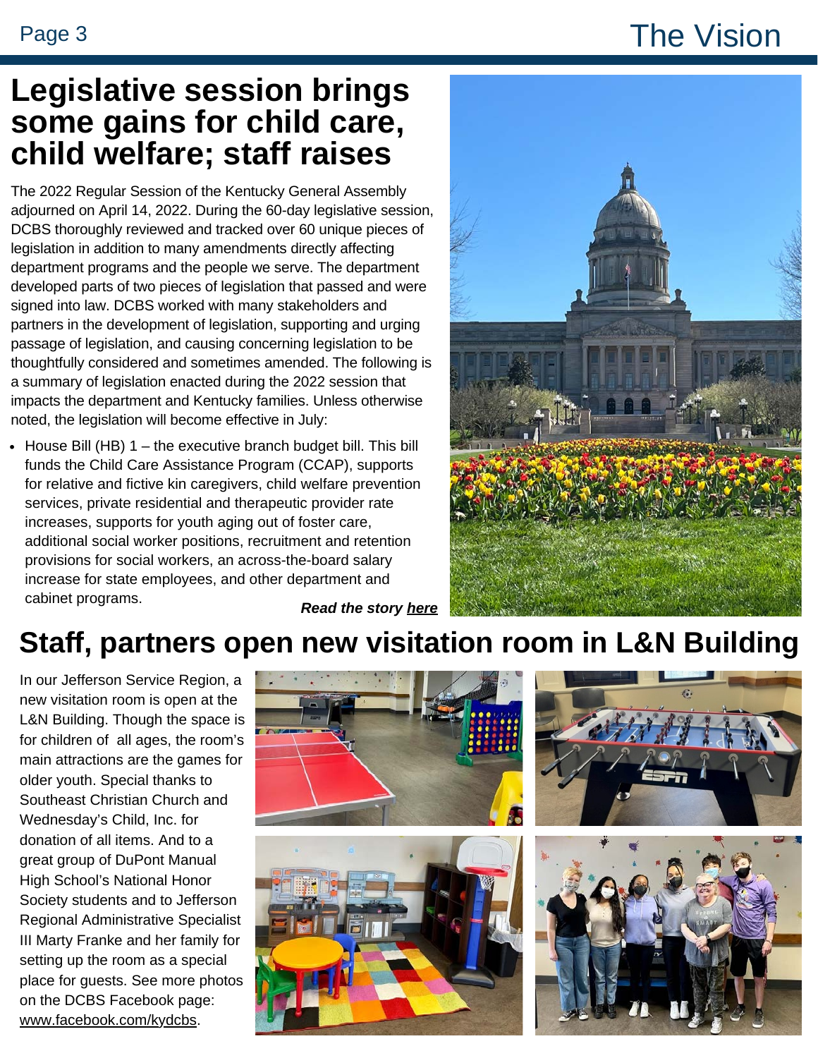# Legislative session brings some gains for child care, child welfare; staff raises

The 2022 Regular Session of the Kentucky General Assembly adjourned on April 14, 2022. During the 60-day legislative session, DCBS thoroughly reviewed and tracked over 60 unique pieces of legislation in addition to many amendments directly affecting department programs and the people we serve. The department developed parts of two pieces of legislation that passed and were signed into law. DCBS worked with many stakeholders and partners in the development of legislation, supporting and urging passage of legislation, and causing concerning legislation to be thoughtfully considered and sometimes amended. The following is a summary of legislation enacted during the 2022 session that impacts the department and Kentucky families. Unless otherwise noted, the legislation will become effective in July:

- House Bill (HB) 1 – the executive branch budget bill. This bill funds the Child Care Assistance Program (CCAP), supports for relative and fictive kin caregivers, child welfare prevention services, private residential and therapeutic provider rate increases, supports for youth aging out of foster care, additional social worker positions, recruitment and retention provisions for social workers, an across-the-board salary increase for state employees, and other department and cabinet programs.

***Read the story here***

# Staff, partners open new visitation room in L&N Building

In our Jefferson Service Region, a new visitation room is open at the L&N Building. Though the space is for children of all ages, the room's main attractions are the games for older youth. Special thanks to Southeast Christian Church and Wednesday's Child, Inc. for donation of all items. And to a great group of DuPont Manual High School's National Honor Society students and to Jefferson Regional Administrative Specialist III Marty Franke and her family for setting up the room as a special place for guests. See more photos on the DCBS Facebook page: www.facebook.com/kydcbs.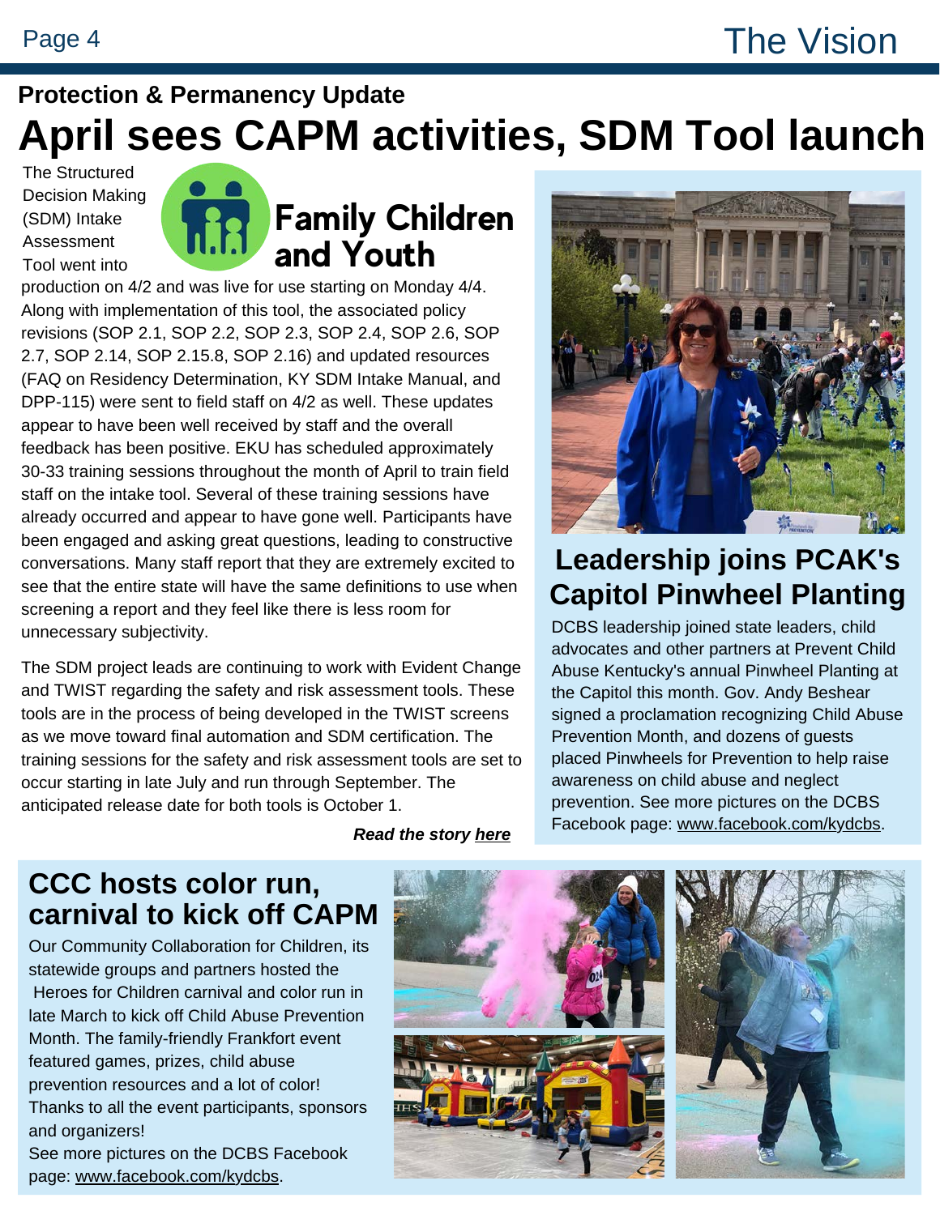## Protection & Permanency Update

# April sees CAPM activities, SDM Tool launch

### Family Children and Youth

The Structured Decision Making (SDM) Intake Assessment Tool went into production on 4/2 and was live for use starting on Monday 4/4. Along with implementation of this tool, the associated policy revisions (SOP 2.1, SOP 2.2, SOP 2.3, SOP 2.4, SOP 2.6, SOP 2.7, SOP 2.14, SOP 2.15.8, SOP 2.16) and updated resources (FAQ on Residency Determination, KY SDM Intake Manual, and DPP-115) were sent to field staff on 4/2 as well. These updates appear to have been well received by staff and the overall feedback has been positive. EKU has scheduled approximately 30-33 training sessions throughout the month of April to train field staff on the intake tool. Several of these training sessions have already occurred and appear to have gone well. Participants have been engaged and asking great questions, leading to constructive conversations. Many staff report that they are extremely excited to see that the entire state will have the same definitions to use when screening a report and they feel like there is less room for unnecessary subjectivity.

The SDM project leads are continuing to work with Evident Change and TWIST regarding the safety and risk assessment tools. These tools are in the process of being developed in the TWIST screens as we move toward final automation and SDM certification. The training sessions for the safety and risk assessment tools are set to occur starting in late July and run through September. The anticipated release date for both tools is October 1.

***Read the story here***

## Leadership joins PCAK's Capitol Pinwheel Planting

DCBS leadership joined state leaders, child advocates and other partners at Prevent Child Abuse Kentucky's annual Pinwheel Planting at the Capitol this month. Gov. Andy Beshear signed a proclamation recognizing Child Abuse Prevention Month, and dozens of guests placed Pinwheels for Prevention to help raise awareness on child abuse and neglect prevention. See more pictures on the DCBS Facebook page: www.facebook.com/kydcbs.

## CCC hosts color run, carnival to kick off CAPM

Our Community Collaboration for Children, its statewide groups and partners hosted the Heroes for Children carnival and color run in late March to kick off Child Abuse Prevention Month. The family-friendly Frankfort event featured games, prizes, child abuse prevention resources and a lot of color! Thanks to all the event participants, sponsors and organizers!

See more pictures on the DCBS Facebook page: www.facebook.com/kydcbs.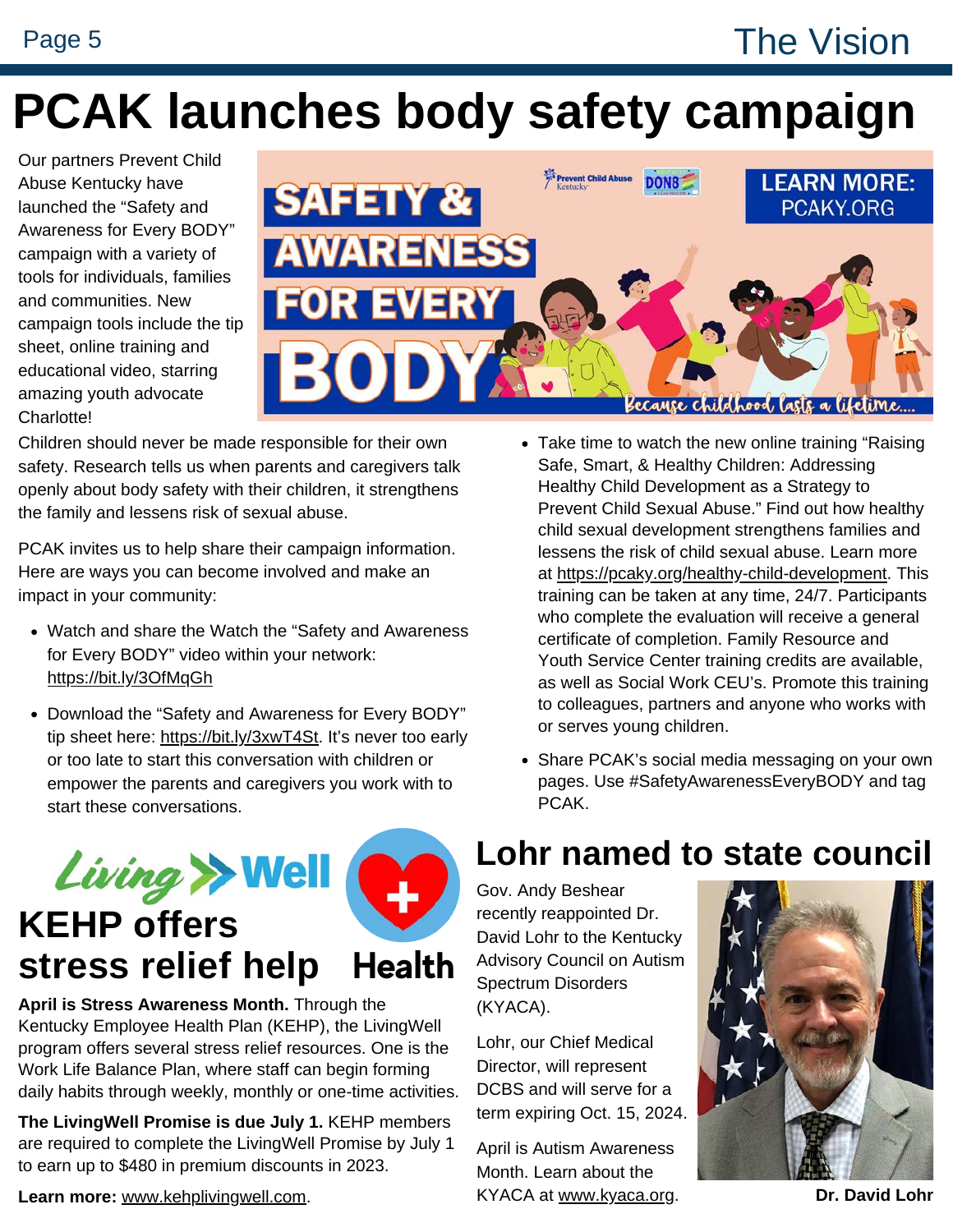# PCAK launches body safety campaign

Our partners Prevent Child Abuse Kentucky have launched the "Safety and Awareness for Every BODY" campaign with a variety of tools for individuals, families and communities. New campaign tools include the tip sheet, online training and educational video, starring amazing youth advocate Charlotte!

Children should never be made responsible for their own safety. Research tells us when parents and caregivers talk openly about body safety with their children, it strengthens the family and lessens risk of sexual abuse.

PCAK invites us to help share their campaign information. Here are ways you can become involved and make an impact in your community:

- Watch and share the Watch the "Safety and Awareness for Every BODY" video within your network: https://bit.ly/3OfMqGh
- Download the "Safety and Awareness for Every BODY" tip sheet here: https://bit.ly/3xwT4St. It's never too early or too late to start this conversation with children or empower the parents and caregivers you work with to start these conversations.
- Take time to watch the new online training "Raising Safe, Smart, & Healthy Children: Addressing Healthy Child Development as a Strategy to Prevent Child Sexual Abuse." Find out how healthy child sexual development strengthens families and lessens the risk of child sexual abuse. Learn more at https://pcaky.org/healthy-child-development. This training can be taken at any time, 24/7. Participants who complete the evaluation will receive a general certificate of completion. Family Resource and Youth Service Center training credits are available, as well as Social Work CEU's. Promote this training to colleagues, partners and anyone who works with or serves young children.
- Share PCAK's social media messaging on your own pages. Use #SafetyAwarenessEveryBODY and tag PCAK.

## KEHP offers stress relief help

**April is Stress Awareness Month.** Through the Kentucky Employee Health Plan (KEHP), the LivingWell program offers several stress relief resources. One is the Work Life Balance Plan, where staff can begin forming daily habits through weekly, monthly or one-time activities.

**The LivingWell Promise is due July 1.** KEHP members are required to complete the LivingWell Promise by July 1 to earn up to $480 in premium discounts in 2023.

**Learn more:** www.kehplivingwell.com.

## Lohr named to state council

Gov. Andy Beshear recently reappointed Dr. David Lohr to the Kentucky Advisory Council on Autism Spectrum Disorders (KYACA).

Lohr, our Chief Medical Director, will represent DCBS and will serve for a term expiring Oct. 15, 2024.

April is Autism Awareness Month. Learn about the KYACA at www.kyaca.org.

**Dr. David Lohr**